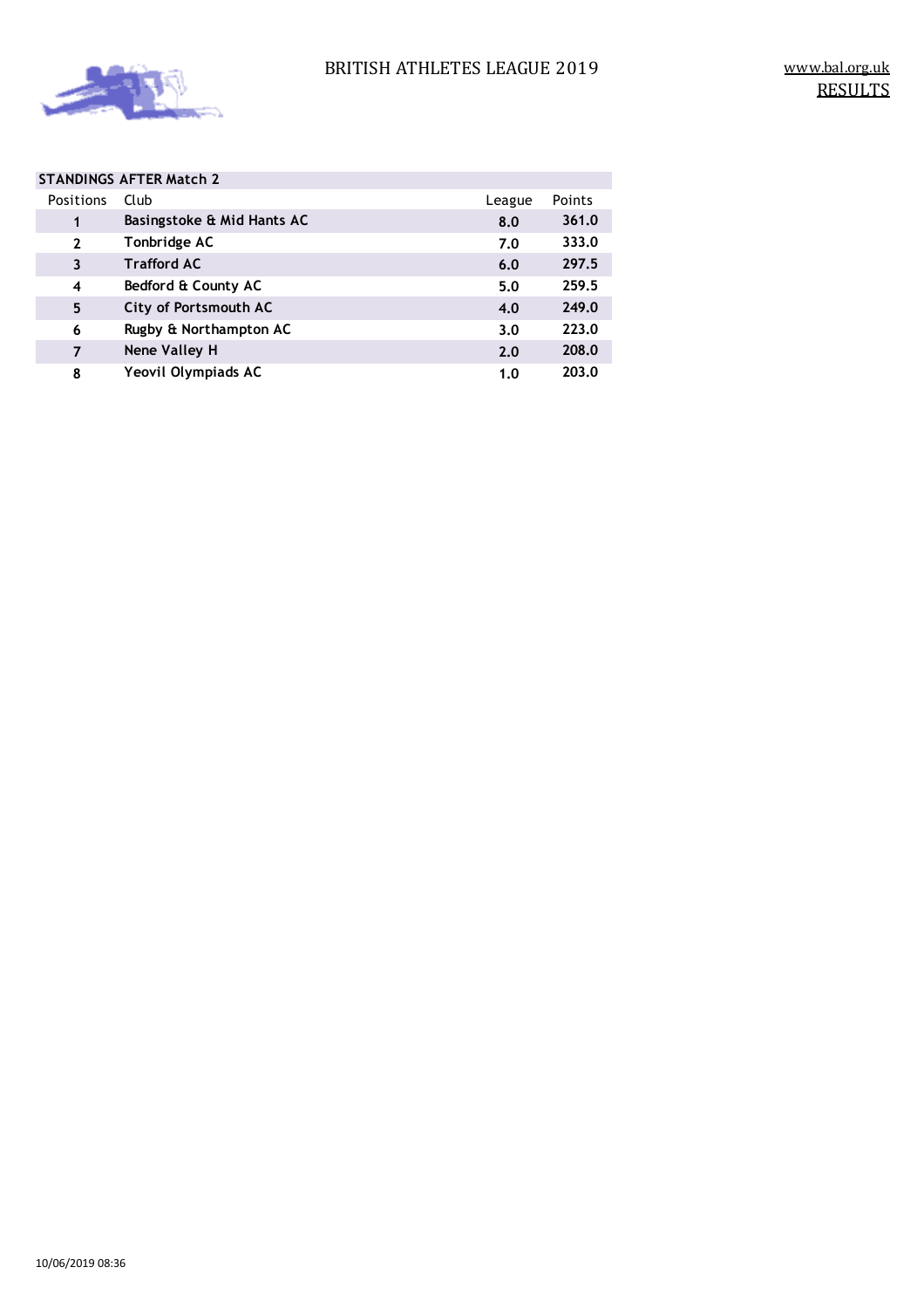# BRITISH ATHLETES LEAGUE 2019

www.bal.org.uk

RESULTS

## STANDINGS AFTER Match 2

| Positions | Club | League | Points |
|---|---|---|---|
| 1 | Basingstoke & Mid Hants AC | 8.0 | 361.0 |
| 2 | Tonbridge AC | 7.0 | 333.0 |
| 3 | Trafford AC | 6.0 | 297.5 |
| 4 | Bedford & County AC | 5.0 | 259.5 |
| 5 | City of Portsmouth AC | 4.0 | 249.0 |
| 6 | Rugby & Northampton AC | 3.0 | 223.0 |
| 7 | Nene Valley H | 2.0 | 208.0 |
| 8 | Yeovil Olympiads AC | 1.0 | 203.0 |

10/06/2019 08:36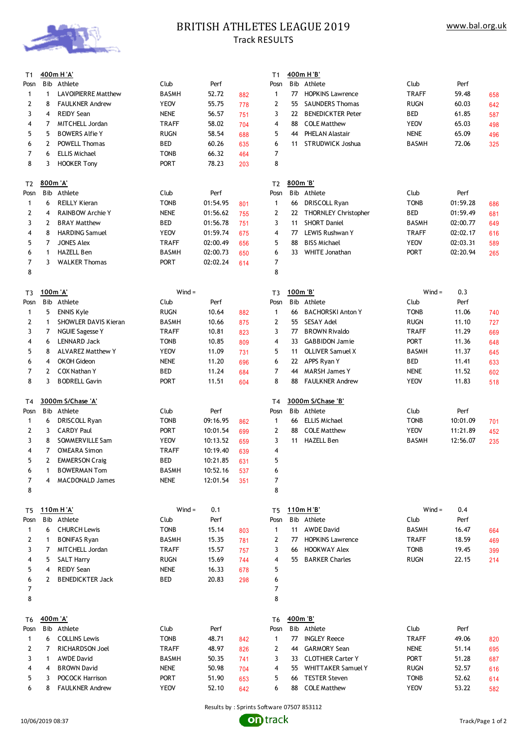# BRITISH ATHLETES LEAGUE 2019

## Track RESULTS

www.bal.org.uk

### T1 400m H 'A'

| Posn | Bib | Athlete | Club | Perf | |
|---|---|---|---|---|---|
| 1 | 1 | LAVOIPIERRE Matthew | BASMH | 52.72 | 882 |
| 2 | 8 | FAULKNER Andrew | YEOV | 55.75 | 778 |
| 3 | 4 | REIDY Sean | NENE | 56.57 | 751 |
| 4 | 7 | MITCHELL Jordan | TRAFF | 58.02 | 704 |
| 5 | 5 | BOWERS Alfie Y | RUGN | 58.54 | 688 |
| 6 | 2 | POWELL Thomas | BED | 60.26 | 635 |
| 7 | 6 | ELLIS Michael | TONB | 66.32 | 464 |
| 8 | 3 | HOOKER Tony | PORT | 78.23 | 203 |

### T1 400m H 'B'

| Posn | Bib | Athlete | Club | Perf | |
|---|---|---|---|---|---|
| 1 | 77 | HOPKINS Lawrence | TRAFF | 59.48 | 658 |
| 2 | 55 | SAUNDERS Thomas | RUGN | 60.03 | 642 |
| 3 | 22 | BENEDICKTER Peter | BED | 61.85 | 587 |
| 4 | 88 | COLE Matthew | YEOV | 65.03 | 498 |
| 5 | 44 | PHELAN Alastair | NENE | 65.09 | 496 |
| 6 | 11 | STRUDWICK Joshua | BASMH | 72.06 | 325 |
| 7 | | | | | |
| 8 | | | | | |

### T2 800m 'A'

| Posn | Bib | Athlete | Club | Perf | |
|---|---|---|---|---|---|
| 1 | 6 | REILLY Kieran | TONB | 01:54.95 | 801 |
| 2 | 4 | RAINBOW Archie Y | NENE | 01:56.62 | 755 |
| 3 | 2 | BRAY Matthew | BED | 01:56.78 | 751 |
| 4 | 8 | HARDING Samuel | YEOV | 01:59.74 | 675 |
| 5 | 7 | JONES Alex | TRAFF | 02:00.49 | 656 |
| 6 | 1 | HAZELL Ben | BASMH | 02:00.73 | 650 |
| 7 | 3 | WALKER Thomas | PORT | 02:02.24 | 614 |
| 8 | | | | | |

### T2 800m 'B'

| Posn | Bib | Athlete | Club | Perf | |
|---|---|---|---|---|---|
| 1 | 66 | DRISCOLL Ryan | TONB | 01:59.28 | 686 |
| 2 | 22 | THORNLEY Christopher | BED | 01:59.49 | 681 |
| 3 | 11 | SHORT Daniel | BASMH | 02:00.77 | 649 |
| 4 | 77 | LEWIS Rushwan Y | TRAFF | 02:02.17 | 616 |
| 5 | 88 | BISS Michael | YEOV | 02:03.31 | 589 |
| 6 | 33 | WHITE Jonathan | PORT | 02:20.94 | 265 |
| 7 | | | | | |
| 8 | | | | | |

### T3 100m 'A'

Wind =

| Posn | Bib | Athlete | Club | Perf | |
|---|---|---|---|---|---|
| 1 | 5 | ENNIS Kyle | RUGN | 10.64 | 882 |
| 2 | 1 | SHOWLER DAVIS Kieran | BASMH | 10.66 | 875 |
| 3 | 7 | NGUIE Sagesse Y | TRAFF | 10.81 | 823 |
| 4 | 6 | LENNARD Jack | TONB | 10.85 | 809 |
| 5 | 8 | ALVAREZ Matthew Y | YEOV | 11.09 | 731 |
| 6 | 4 | OKOH Gideon | NENE | 11.20 | 696 |
| 7 | 2 | COX Nathan Y | BED | 11.24 | 684 |
| 8 | 3 | BODRELL Gavin | PORT | 11.51 | 604 |

### T3 100m 'B'

Wind = 0.3

| Posn | Bib | Athlete | Club | Perf | |
|---|---|---|---|---|---|
| 1 | 66 | BACHORSKI Anton Y | TONB | 11.06 | 740 |
| 2 | 55 | SESAY Adel | RUGN | 11.10 | 727 |
| 3 | 77 | BROWN Rivaldo | TRAFF | 11.29 | 669 |
| 4 | 33 | GABBIDON Jamie | PORT | 11.36 | 648 |
| 5 | 11 | OLLIVER Samuel X | BASMH | 11.37 | 645 |
| 6 | 22 | APPS Ryan Y | BED | 11.41 | 633 |
| 7 | 44 | MARSH James Y | NENE | 11.52 | 602 |
| 8 | 88 | FAULKNER Andrew | YEOV | 11.83 | 518 |

### T4 3000m S/Chase 'A'

| Posn | Bib | Athlete | Club | Perf | |
|---|---|---|---|---|---|
| 1 | 6 | DRISCOLL Ryan | TONB | 09:16.95 | 862 |
| 2 | 3 | CARDY Paul | PORT | 10:01.54 | 699 |
| 3 | 8 | SOMMERVILLE Sam | YEOV | 10:13.52 | 659 |
| 4 | 7 | O'MEARA Simon | TRAFF | 10:19.40 | 639 |
| 5 | 2 | EMMERSON Craig | BED | 10:21.85 | 631 |
| 6 | 1 | BOWERMAN Tom | BASMH | 10:52.16 | 537 |
| 7 | 4 | MACDONALD James | NENE | 12:01.54 | 351 |
| 8 | | | | | |

### T4 3000m S/Chase 'B'

| Posn | Bib | Athlete | Club | Perf | |
|---|---|---|---|---|---|
| 1 | 66 | ELLIS Michael | TONB | 10:01.09 | 701 |
| 2 | 88 | COLE Matthew | YEOV | 11:21.89 | 452 |
| 3 | 11 | HAZELL Ben | BASMH | 12:56.07 | 235 |
| 4 | | | | | |
| 5 | | | | | |
| 6 | | | | | |
| 7 | | | | | |
| 8 | | | | | |

### T5 110m H 'A'

Wind = 0.1

| Posn | Bib | Athlete | Club | Perf | |
|---|---|---|---|---|---|
| 1 | 6 | CHURCH Lewis | TONB | 15.14 | 803 |
| 2 | 1 | BONIFAS Ryan | BASMH | 15.35 | 781 |
| 3 | 7 | MITCHELL Jordan | TRAFF | 15.57 | 757 |
| 4 | 5 | SALT Harry | RUGN | 15.69 | 744 |
| 5 | 4 | REIDY Sean | NENE | 16.33 | 678 |
| 6 | 2 | BENEDICKTER Jack | BED | 20.83 | 298 |
| 7 | | | | | |
| 8 | | | | | |

### T5 110m H 'B'

Wind = 0.4

| Posn | Bib | Athlete | Club | Perf | |
|---|---|---|---|---|---|
| 1 | 11 | AWDE David | BASMH | 16.47 | 664 |
| 2 | 77 | HOPKINS Lawrence | TRAFF | 18.59 | 469 |
| 3 | 66 | HOOKWAY Alex | TONB | 19.45 | 399 |
| 4 | 55 | BARKER Charles | RUGN | 22.15 | 214 |
| 5 | | | | | |
| 6 | | | | | |
| 7 | | | | | |
| 8 | | | | | |

### T6 400m 'A'

| Posn | Bib | Athlete | Club | Perf | |
|---|---|---|---|---|---|
| 1 | 6 | COLLINS Lewis | TONB | 48.71 | 842 |
| 2 | 7 | RICHARDSON Joel | TRAFF | 48.97 | 826 |
| 3 | 1 | AWDE David | BASMH | 50.35 | 741 |
| 4 | 4 | BROWN David | NENE | 50.98 | 704 |
| 5 | 3 | POCOCK Harrison | PORT | 51.90 | 653 |
| 6 | 8 | FAULKNER Andrew | YEOV | 52.10 | 642 |

### T6 400m 'B'

| Posn | Bib | Athlete | Club | Perf | |
|---|---|---|---|---|---|
| 1 | 77 | INGLEY Reece | TRAFF | 49.06 | 820 |
| 2 | 44 | GARMORY Sean | NENE | 51.14 | 695 |
| 3 | 33 | CLOTHIER Carter Y | PORT | 51.28 | 687 |
| 4 | 55 | WHITTAKER Samuel Y | RUGN | 52.57 | 616 |
| 5 | 66 | TESTER Steven | TONB | 52.62 | 614 |
| 6 | 88 | COLE Matthew | YEOV | 53.22 | 582 |

Results by : Sprints Software 07507 853112

10/06/2019 08:37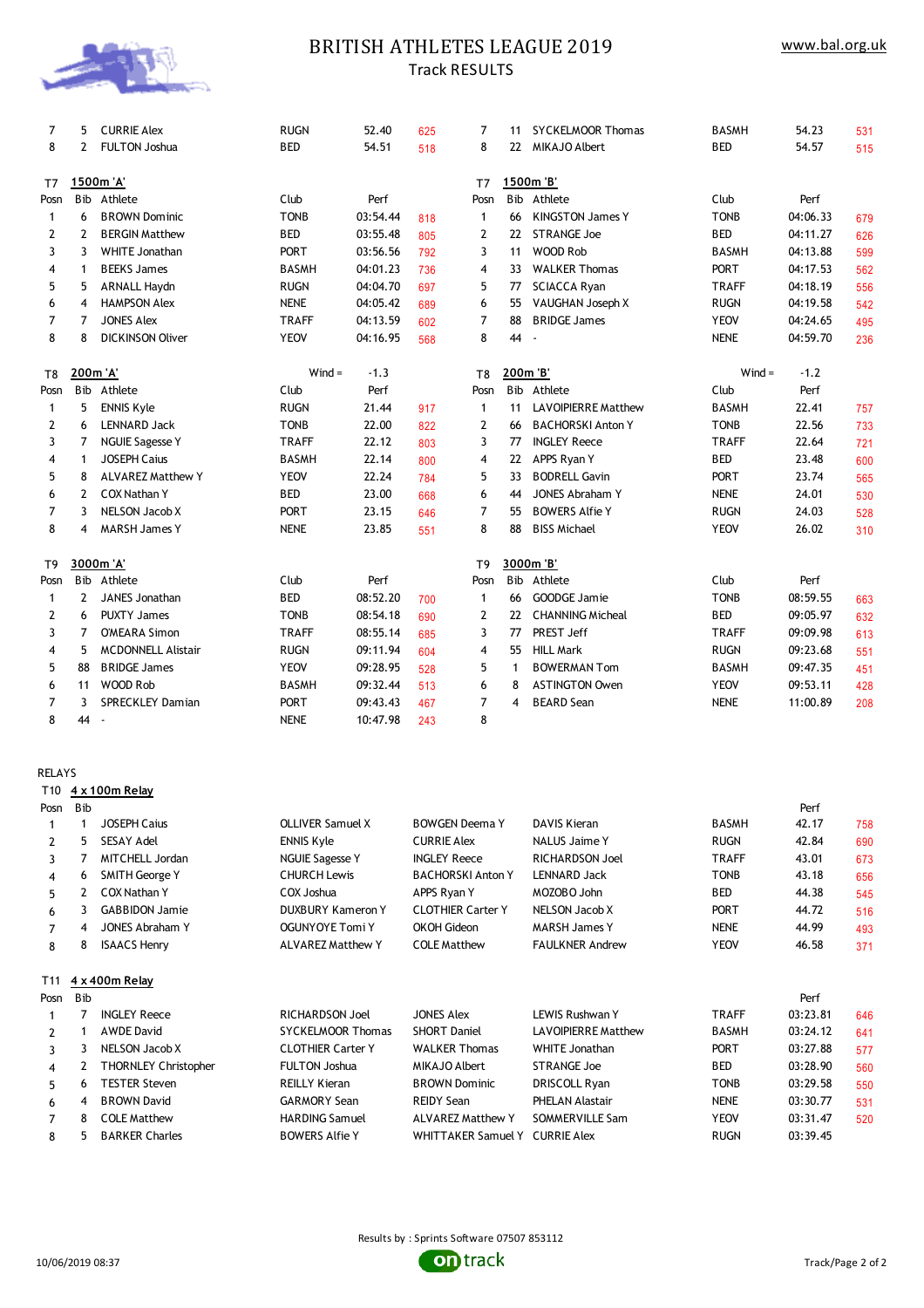# BRITISH ATHLETES LEAGUE 2019

Track RESULTS

www.bal.org.uk

| Posn | Bib | Athlete | Club | Perf | Pts | Posn | Bib | Athlete | Club | Perf | Pts |
|---|---|---|---|---|---|---|---|---|---|---|---|
| 7 | 5 | CURRIE Alex | RUGN | 52.40 | 625 | 7 | 11 | SYCKELMOOR Thomas | BASMH | 54.23 | 531 |
| 8 | 2 | FULTON Joshua | BED | 54.51 | 518 | 8 | 22 | MIKAJO Albert | BED | 54.57 | 515 |

## T7 1500m 'A' / 1500m 'B'

| Posn | Bib | Athlete | Club | Perf | Pts | Posn | Bib | Athlete | Club | Perf | Pts |
|---|---|---|---|---|---|---|---|---|---|---|---|
| 1 | 6 | BROWN Dominic | TONB | 03:54.44 | 818 | 1 | 66 | KINGSTON James Y | TONB | 04:06.33 | 679 |
| 2 | 2 | BERGIN Matthew | BED | 03:55.48 | 805 | 2 | 22 | STRANGE Joe | BED | 04:11.27 | 626 |
| 3 | 3 | WHITE Jonathan | PORT | 03:56.56 | 792 | 3 | 11 | WOOD Rob | BASMH | 04:13.88 | 599 |
| 4 | 1 | BEEKS James | BASMH | 04:01.23 | 736 | 4 | 33 | WALKER Thomas | PORT | 04:17.53 | 562 |
| 5 | 5 | ARNALL Haydn | RUGN | 04:04.70 | 697 | 5 | 77 | SCIACCA Ryan | TRAFF | 04:18.19 | 556 |
| 6 | 4 | HAMPSON Alex | NENE | 04:05.42 | 689 | 6 | 55 | VAUGHAN Joseph X | RUGN | 04:19.58 | 542 |
| 7 | 7 | JONES Alex | TRAFF | 04:13.59 | 602 | 7 | 88 | BRIDGE James | YEOV | 04:24.65 | 495 |
| 8 | 8 | DICKINSON Oliver | YEOV | 04:16.95 | 568 | 8 | 44 | - | NENE | 04:59.70 | 236 |

## T8 200m 'A' (Wind = -1.3) / 200m 'B' (Wind = -1.2)

| Posn | Bib | Athlete | Club | Perf | Pts | Posn | Bib | Athlete | Club | Perf | Pts |
|---|---|---|---|---|---|---|---|---|---|---|---|
| 1 | 5 | ENNIS Kyle | RUGN | 21.44 | 917 | 1 | 11 | LAVOIPIERRE Matthew | BASMH | 22.41 | 757 |
| 2 | 6 | LENNARD Jack | TONB | 22.00 | 822 | 2 | 66 | BACHORSKI Anton Y | TONB | 22.56 | 733 |
| 3 | 7 | NGUIE Sagesse Y | TRAFF | 22.12 | 803 | 3 | 77 | INGLEY Reece | TRAFF | 22.64 | 721 |
| 4 | 1 | JOSEPH Caius | BASMH | 22.14 | 800 | 4 | 22 | APPS Ryan Y | BED | 23.48 | 600 |
| 5 | 8 | ALVAREZ Matthew Y | YEOV | 22.24 | 784 | 5 | 33 | BODRELL Gavin | PORT | 23.74 | 565 |
| 6 | 2 | COX Nathan Y | BED | 23.00 | 668 | 6 | 44 | JONES Abraham Y | NENE | 24.01 | 530 |
| 7 | 3 | NELSON Jacob X | PORT | 23.15 | 646 | 7 | 55 | BOWERS Alfie Y | RUGN | 24.03 | 528 |
| 8 | 4 | MARSH James Y | NENE | 23.85 | 551 | 8 | 88 | BISS Michael | YEOV | 26.02 | 310 |

## T9 3000m 'A' / 3000m 'B'

| Posn | Bib | Athlete | Club | Perf | Pts | Posn | Bib | Athlete | Club | Perf | Pts |
|---|---|---|---|---|---|---|---|---|---|---|---|
| 1 | 2 | JANES Jonathan | BED | 08:52.20 | 700 | 1 | 66 | GOODGE Jamie | TONB | 08:59.55 | 663 |
| 2 | 6 | PUXTY James | TONB | 08:54.18 | 690 | 2 | 22 | CHANNING Micheal | BED | 09:05.97 | 632 |
| 3 | 7 | OMEARA Simon | TRAFF | 08:55.14 | 685 | 3 | 77 | PREST Jeff | TRAFF | 09:09.98 | 613 |
| 4 | 5 | MCDONNELL Alistair | RUGN | 09:11.94 | 604 | 4 | 55 | HILL Mark | RUGN | 09:23.68 | 551 |
| 5 | 88 | BRIDGE James | YEOV | 09:28.95 | 528 | 5 | 1 | BOWERMAN Tom | BASMH | 09:47.35 | 451 |
| 6 | 11 | WOOD Rob | BASMH | 09:32.44 | 513 | 6 | 8 | ASTINGTON Owen | YEOV | 09:53.11 | 428 |
| 7 | 3 | SPRECKLEY Damian | PORT | 09:43.43 | 467 | 7 | 4 | BEARD Sean | NENE | 11:00.89 | 208 |
| 8 | 44 | - | NENE | 10:47.98 | 243 | 8 | | | | | |

## RELAYS

### T10 4 x 100m Relay

| Posn | Bib | | | | | | Perf | Pts |
|---|---|---|---|---|---|---|---|---|
| 1 | 1 | JOSEPH Caius | OLLIVER Samuel X | BOWGEN Deema Y | DAVIS Kieran | BASMH | 42.17 | 758 |
| 2 | 5 | SESAY Adel | ENNIS Kyle | CURRIE Alex | NALUS Jaime Y | RUGN | 42.84 | 690 |
| 3 | 7 | MITCHELL Jordan | NGUIE Sagesse Y | INGLEY Reece | RICHARDSON Joel | TRAFF | 43.01 | 673 |
| 4 | 6 | SMITH George Y | CHURCH Lewis | BACHORSKI Anton Y | LENNARD Jack | TONB | 43.18 | 656 |
| 5 | 2 | COX Nathan Y | COX Joshua | APPS Ryan Y | MOZOBO John | BED | 44.38 | 545 |
| 6 | 3 | GABBIDON Jamie | DUXBURY Kameron Y | CLOTHIER Carter Y | NELSON Jacob X | PORT | 44.72 | 516 |
| 7 | 4 | JONES Abraham Y | OGUNYOYE Tomi Y | OKOH Gideon | MARSH James Y | NENE | 44.99 | 493 |
| 8 | 8 | ISAACS Henry | ALVAREZ Matthew Y | COLE Matthew | FAULKNER Andrew | YEOV | 46.58 | 371 |

### T11 4 x 400m Relay

| Posn | Bib | | | | | | Perf | Pts |
|---|---|---|---|---|---|---|---|---|
| 1 | 7 | INGLEY Reece | RICHARDSON Joel | JONES Alex | LEWIS Rushwan Y | TRAFF | 03:23.81 | 646 |
| 2 | 1 | AWDE David | SYCKELMOOR Thomas | SHORT Daniel | LAVOIPIERRE Matthew | BASMH | 03:24.12 | 641 |
| 3 | 3 | NELSON Jacob X | CLOTHIER Carter Y | WALKER Thomas | WHITE Jonathan | PORT | 03:27.88 | 577 |
| 4 | 2 | THORNLEY Christopher | FULTON Joshua | MIKAJO Albert | STRANGE Joe | BED | 03:28.90 | 560 |
| 5 | 6 | TESTER Steven | REILLY Kieran | BROWN Dominic | DRISCOLL Ryan | TONB | 03:29.58 | 550 |
| 6 | 4 | BROWN David | GARMORY Sean | REIDY Sean | PHELAN Alastair | NENE | 03:30.77 | 531 |
| 7 | 8 | COLE Matthew | HARDING Samuel | ALVAREZ Matthew Y | SOMMERVILLE Sam | YEOV | 03:31.47 | 520 |
| 8 | 5 | BARKER Charles | BOWERS Alfie Y | WHITTAKER Samuel Y | CURRIE Alex | RUGN | 03:39.45 | |

Results by : Sprints Software 07507 853112

10/06/2019 08:37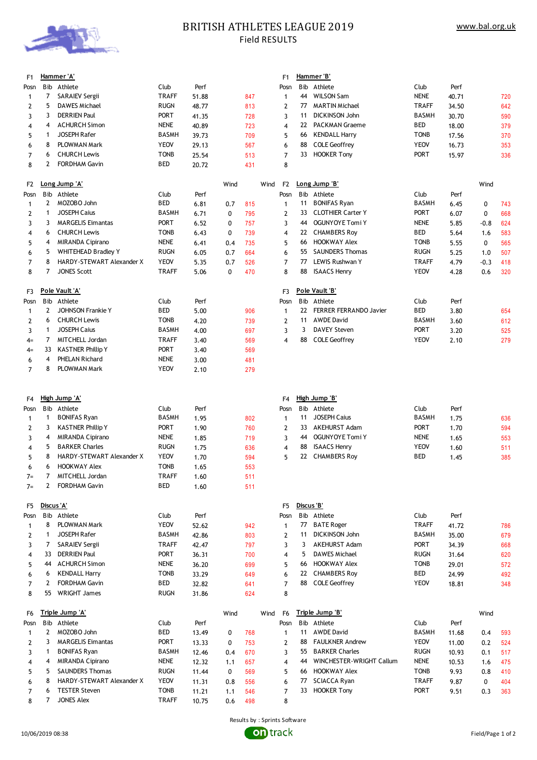# BRITISH ATHLETES LEAGUE 2019

Field RESULTS

www.bal.org.uk

## F1 Hammer 'A'

| Posn | Bib | Athlete | Club | Perf | |
|---|---|---|---|---|---|
| 1 | 7 | SARAIEV Sergii | TRAFF | 51.88 | 847 |
| 2 | 5 | DAWES Michael | RUGN | 48.77 | 813 |
| 3 | 3 | DERRIEN Paul | PORT | 41.35 | 728 |
| 4 | 4 | ACHURCH Simon | NENE | 40.89 | 723 |
| 5 | 1 | JOSEPH Rafer | BASMH | 39.73 | 709 |
| 6 | 8 | PLOWMAN Mark | YEOV | 29.13 | 567 |
| 7 | 6 | CHURCH Lewis | TONB | 25.54 | 513 |
| 8 | 2 | FORDHAM Gavin | BED | 20.72 | 431 |

## F1 Hammer 'B'

| Posn | Bib | Athlete | Club | Perf | |
|---|---|---|---|---|---|
| 1 | 44 | WILSON Sam | NENE | 40.71 | 720 |
| 2 | 77 | MARTIN Michael | TRAFF | 34.50 | 642 |
| 3 | 11 | DICKINSON John | BASMH | 30.70 | 590 |
| 4 | 22 | PACKMAN Graeme | BED | 18.00 | 379 |
| 5 | 66 | KENDALL Harry | TONB | 17.56 | 370 |
| 6 | 88 | COLE Geoffrey | YEOV | 16.73 | 353 |
| 7 | 33 | HOOKER Tony | PORT | 15.97 | 336 |
| 8 | | | | | |

## F2 Long Jump 'A'

| Posn | Bib | Athlete | Club | Perf | Wind | |
|---|---|---|---|---|---|---|
| 1 | 2 | MOZOBO John | BED | 6.81 | 0.7 | 815 |
| 2 | 1 | JOSEPH Caius | BASMH | 6.71 | 0 | 795 |
| 3 | 3 | MARGELIS Eimantas | PORT | 6.52 | 0 | 757 |
| 4 | 6 | CHURCH Lewis | TONB | 6.43 | 0 | 739 |
| 5 | 4 | MIRANDA Cipirano | NENE | 6.41 | 0.4 | 735 |
| 6 | 5 | WHITEHEAD Bradley Y | RUGN | 6.05 | 0.7 | 664 |
| 7 | 8 | HARDY-STEWART Alexander X | YEOV | 5.35 | 0.7 | 526 |
| 8 | 7 | JONES Scott | TRAFF | 5.06 | 0 | 470 |

## F2 Long Jump 'B'

| Posn | Bib | Athlete | Club | Perf | Wind | |
|---|---|---|---|---|---|---|
| 1 | 11 | BONIFAS Ryan | BASMH | 6.45 | 0 | 743 |
| 2 | 33 | CLOTHIER Carter Y | PORT | 6.07 | 0 | 668 |
| 3 | 44 | OGUNYOYE Tomi Y | NENE | 5.85 | -0.8 | 624 |
| 4 | 22 | CHAMBERS Roy | BED | 5.64 | 1.6 | 583 |
| 5 | 66 | HOOKWAY Alex | TONB | 5.55 | 0 | 565 |
| 6 | 55 | SAUNDERS Thomas | RUGN | 5.25 | 1.0 | 507 |
| 7 | 77 | LEWIS Rushwan Y | TRAFF | 4.79 | -0.3 | 418 |
| 8 | 88 | ISAACS Henry | YEOV | 4.28 | 0.6 | 320 |

## F3 Pole Vault 'A'

| Posn | Bib | Athlete | Club | Perf | |
|---|---|---|---|---|---|
| 1 | 2 | JOHNSON Frankie Y | BED | 5.00 | 906 |
| 2 | 6 | CHURCH Lewis | TONB | 4.20 | 739 |
| 3 | 1 | JOSEPH Caius | BASMH | 4.00 | 697 |
| 4= | 7 | MITCHELL Jordan | TRAFF | 3.40 | 569 |
| 4= | 33 | KASTNER Phillip Y | PORT | 3.40 | 569 |
| 6 | 4 | PHELAN Richard | NENE | 3.00 | 481 |
| 7 | 8 | PLOWMAN Mark | YEOV | 2.10 | 279 |

## F3 Pole Vault 'B'

| Posn | Bib | Athlete | Club | Perf | |
|---|---|---|---|---|---|
| 1 | 22 | FERRER FERRANDO Javier | BED | 3.80 | 654 |
| 2 | 11 | AWDE David | BASMH | 3.60 | 612 |
| 3 | 3 | DAVEY Steven | PORT | 3.20 | 525 |
| 4 | 88 | COLE Geoffrey | YEOV | 2.10 | 279 |

## F4 High Jump 'A'

| Posn | Bib | Athlete | Club | Perf | |
|---|---|---|---|---|---|
| 1 | 1 | BONIFAS Ryan | BASMH | 1.95 | 802 |
| 2 | 3 | KASTNER Phillip Y | PORT | 1.90 | 760 |
| 3 | 4 | MIRANDA Cipirano | NENE | 1.85 | 719 |
| 4 | 5 | BARKER Charles | RUGN | 1.75 | 636 |
| 5 | 8 | HARDY-STEWART Alexander X | YEOV | 1.70 | 594 |
| 6 | 6 | HOOKWAY Alex | TONB | 1.65 | 553 |
| 7= | 7 | MITCHELL Jordan | TRAFF | 1.60 | 511 |
| 7= | 2 | FORDHAM Gavin | BED | 1.60 | 511 |

## F4 High Jump 'B'

| Posn | Bib | Athlete | Club | Perf | |
|---|---|---|---|---|---|
| 1 | 11 | JOSEPH Caius | BASMH | 1.75 | 636 |
| 2 | 33 | AKEHURST Adam | PORT | 1.70 | 594 |
| 3 | 44 | OGUNYOYE Tomi Y | NENE | 1.65 | 553 |
| 4 | 88 | ISAACS Henry | YEOV | 1.60 | 511 |
| 5 | 22 | CHAMBERS Roy | BED | 1.45 | 385 |

## F5 Discus 'A'

| Posn | Bib | Athlete | Club | Perf | |
|---|---|---|---|---|---|
| 1 | 8 | PLOWMAN Mark | YEOV | 52.62 | 942 |
| 2 | 1 | JOSEPH Rafer | BASMH | 42.86 | 803 |
| 3 | 7 | SARAIEV Sergii | TRAFF | 42.47 | 797 |
| 4 | 33 | DERRIEN Paul | PORT | 36.31 | 700 |
| 5 | 44 | ACHURCH Simon | NENE | 36.20 | 699 |
| 6 | 6 | KENDALL Harry | TONB | 33.29 | 649 |
| 7 | 2 | FORDHAM Gavin | BED | 32.82 | 641 |
| 8 | 55 | WRIGHT James | RUGN | 31.86 | 624 |

## F5 Discus 'B'

| Posn | Bib | Athlete | Club | Perf | |
|---|---|---|---|---|---|
| 1 | 77 | BATE Roger | TRAFF | 41.72 | 786 |
| 2 | 11 | DICKINSON John | BASMH | 35.00 | 679 |
| 3 | 3 | AKEHURST Adam | PORT | 34.39 | 668 |
| 4 | 5 | DAWES Michael | RUGN | 31.64 | 620 |
| 5 | 66 | HOOKWAY Alex | TONB | 29.01 | 572 |
| 6 | 22 | CHAMBERS Roy | BED | 24.99 | 492 |
| 7 | 88 | COLE Geoffrey | YEOV | 18.81 | 348 |
| 8 | | | | | |

## F6 Triple Jump 'A'

| Posn | Bib | Athlete | Club | Perf | Wind | |
|---|---|---|---|---|---|---|
| 1 | 2 | MOZOBO John | BED | 13.49 | 0 | 768 |
| 2 | 3 | MARGELIS Eimantas | PORT | 13.33 | 0 | 753 |
| 3 | 1 | BONIFAS Ryan | BASMH | 12.46 | 0.4 | 670 |
| 4 | 4 | MIRANDA Cipirano | NENE | 12.32 | 1.1 | 657 |
| 5 | 5 | SAUNDERS Thomas | RUGN | 11.44 | 0 | 569 |
| 6 | 8 | HARDY-STEWART Alexander X | YEOV | 11.31 | 0.8 | 556 |
| 7 | 6 | TESTER Steven | TONB | 11.21 | 1.1 | 546 |
| 8 | 7 | JONES Alex | TRAFF | 10.75 | 0.6 | 498 |

## F6 Triple Jump 'B'

| Posn | Bib | Athlete | Club | Perf | Wind | |
|---|---|---|---|---|---|---|
| 1 | 11 | AWDE David | BASMH | 11.68 | 0.4 | 593 |
| 2 | 88 | FAULKNER Andrew | YEOV | 11.00 | 0.2 | 524 |
| 3 | 55 | BARKER Charles | RUGN | 10.93 | 0.1 | 517 |
| 4 | 44 | WINCHESTER-WRIGHT Callum | NENE | 10.53 | 1.6 | 475 |
| 5 | 66 | HOOKWAY Alex | TONB | 9.93 | 0.8 | 410 |
| 6 | 77 | SCIACCA Ryan | TRAFF | 9.87 | 0 | 404 |
| 7 | 33 | HOOKER Tony | PORT | 9.51 | 0.3 | 363 |
| 8 | | | | | | |

Results by : Sprints Software

10/06/2019 08:38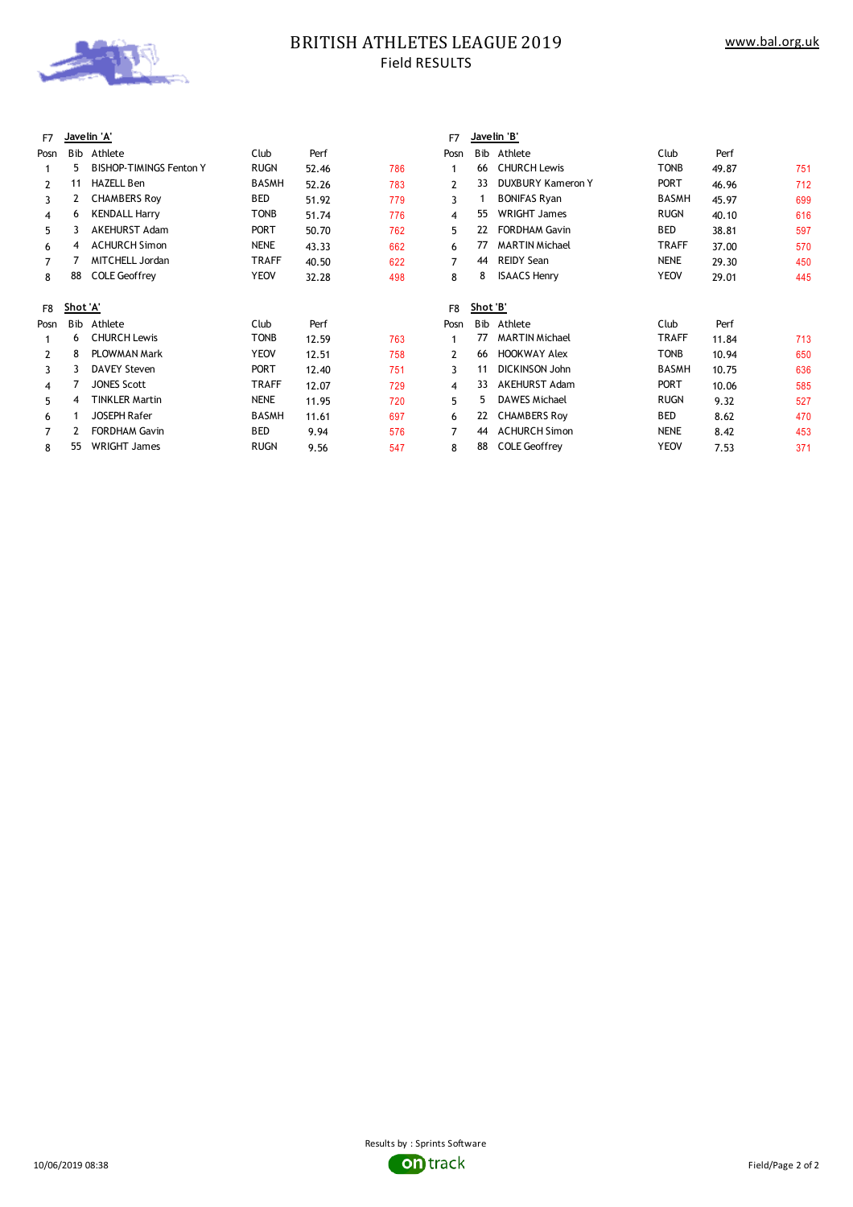# BRITISH ATHLETES LEAGUE 2019

Field RESULTS

www.bal.org.uk

### F7 Javelin 'A'

| Posn | Bib | Athlete | Club | Perf | |
|---|---|---|---|---|---|
| 1 | 5 | BISHOP-TIMINGS Fenton Y | RUGN | 52.46 | 786 |
| 2 | 11 | HAZELL Ben | BASMH | 52.26 | 783 |
| 3 | 2 | CHAMBERS Roy | BED | 51.92 | 779 |
| 4 | 6 | KENDALL Harry | TONB | 51.74 | 776 |
| 5 | 3 | AKEHURST Adam | PORT | 50.70 | 762 |
| 6 | 4 | ACHURCH Simon | NENE | 43.33 | 662 |
| 7 | 7 | MITCHELL Jordan | TRAFF | 40.50 | 622 |
| 8 | 88 | COLE Geoffrey | YEOV | 32.28 | 498 |

### F7 Javelin 'B'

| Posn | Bib | Athlete | Club | Perf | |
|---|---|---|---|---|---|
| 1 | 66 | CHURCH Lewis | TONB | 49.87 | 751 |
| 2 | 33 | DUXBURY Kameron Y | PORT | 46.96 | 712 |
| 3 | 1 | BONIFAS Ryan | BASMH | 45.97 | 699 |
| 4 | 55 | WRIGHT James | RUGN | 40.10 | 616 |
| 5 | 22 | FORDHAM Gavin | BED | 38.81 | 597 |
| 6 | 77 | MARTIN Michael | TRAFF | 37.00 | 570 |
| 7 | 44 | REIDY Sean | NENE | 29.30 | 450 |
| 8 | 8 | ISAACS Henry | YEOV | 29.01 | 445 |

### F8 Shot 'A'

| Posn | Bib | Athlete | Club | Perf | |
|---|---|---|---|---|---|
| 1 | 6 | CHURCH Lewis | TONB | 12.59 | 763 |
| 2 | 8 | PLOWMAN Mark | YEOV | 12.51 | 758 |
| 3 | 3 | DAVEY Steven | PORT | 12.40 | 751 |
| 4 | 7 | JONES Scott | TRAFF | 12.07 | 729 |
| 5 | 4 | TINKLER Martin | NENE | 11.95 | 720 |
| 6 | 1 | JOSEPH Rafer | BASMH | 11.61 | 697 |
| 7 | 2 | FORDHAM Gavin | BED | 9.94 | 576 |
| 8 | 55 | WRIGHT James | RUGN | 9.56 | 547 |

### F8 Shot 'B'

| Posn | Bib | Athlete | Club | Perf | |
|---|---|---|---|---|---|
| 1 | 77 | MARTIN Michael | TRAFF | 11.84 | 713 |
| 2 | 66 | HOOKWAY Alex | TONB | 10.94 | 650 |
| 3 | 11 | DICKINSON John | BASMH | 10.75 | 636 |
| 4 | 33 | AKEHURST Adam | PORT | 10.06 | 585 |
| 5 | 5 | DAWES Michael | RUGN | 9.32 | 527 |
| 6 | 22 | CHAMBERS Roy | BED | 8.62 | 470 |
| 7 | 44 | ACHURCH Simon | NENE | 8.42 | 453 |
| 8 | 88 | COLE Geoffrey | YEOV | 7.53 | 371 |

Results by : Sprints Software

10/06/2019 08:38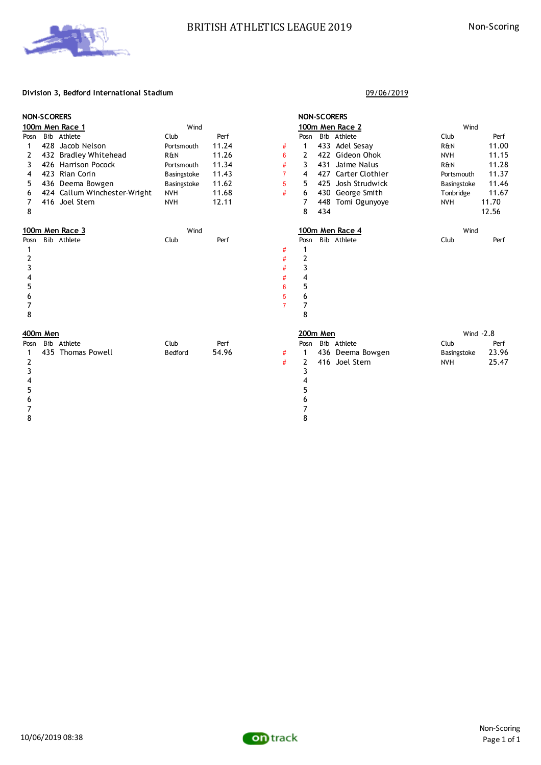# BRITISH ATHLETICS LEAGUE 2019

Non-Scoring

**Division 3, Bedford International Stadium**

09/06/2019

**NON-SCORERS**

**100m Men Race 1** Wind

| Posn | Bib | Athlete | Club | Perf |
|---|---|---|---|---|
| 1 | 428 | Jacob Nelson | Portsmouth | 11.24 |
| 2 | 432 | Bradley Whitehead | R&N | 11.26 |
| 3 | 426 | Harrison Pocock | Portsmouth | 11.34 |
| 4 | 423 | Rian Corin | Basingstoke | 11.43 |
| 5 | 436 | Deema Bowgen | Basingstoke | 11.62 |
| 6 | 424 | Callum Winchester-Wright | NVH | 11.68 |
| 7 | 416 | Joel Stem | NVH | 12.11 |
| 8 | | | | |

**NON-SCORERS**

**100m Men Race 2** Wind

| | Posn | Bib | Athlete | Club | Perf |
|---|---|---|---|---|---|
| # | 1 | 433 | Adel Sesay | R&N | 11.00 |
| 6 | 2 | 422 | Gideon Ohok | NVH | 11.15 |
| # | 3 | 431 | Jaime Nalus | R&N | 11.28 |
| 7 | 4 | 427 | Carter Clothier | Portsmouth | 11.37 |
| 5 | 5 | 425 | Josh Strudwick | Basingstoke | 11.46 |
| # | 6 | 430 | George Smith | Tonbridge | 11.67 |
| | 7 | 448 | Tomi Ogunyoye | NVH | 11.70 |
| | 8 | 434 | | | 12.56 |

**100m Men Race 3** Wind

| Posn | Bib | Athlete | Club | Perf |
|---|---|---|---|---|
| 1 | | | | |
| 2 | | | | |
| 3 | | | | |
| 4 | | | | |
| 5 | | | | |
| 6 | | | | |
| 7 | | | | |
| 8 | | | | |

**100m Men Race 4** Wind

| | Posn | Bib | Athlete | Club | Perf |
|---|---|---|---|---|---|
| # | 1 | | | | |
| # | 2 | | | | |
| # | 3 | | | | |
| # | 4 | | | | |
| 6 | 5 | | | | |
| 5 | 6 | | | | |
| 7 | 7 | | | | |
| | 8 | | | | |

**400m Men**

| Posn | Bib | Athlete | Club | Perf |
|---|---|---|---|---|
| 1 | 435 | Thomas Powell | Bedford | 54.96 |
| 2 | | | | |
| 3 | | | | |
| 4 | | | | |
| 5 | | | | |
| 6 | | | | |
| 7 | | | | |
| 8 | | | | |

**200m Men** Wind -2.8

| | Posn | Bib | Athlete | Club | Perf |
|---|---|---|---|---|---|
| # | 1 | 436 | Deema Bowgen | Basingstoke | 23.96 |
| # | 2 | 416 | Joel Stem | NVH | 25.47 |
| | 3 | | | | |
| | 4 | | | | |
| | 5 | | | | |
| | 6 | | | | |
| | 7 | | | | |
| | 8 | | | | |

10/06/2019 08:38

ontrack